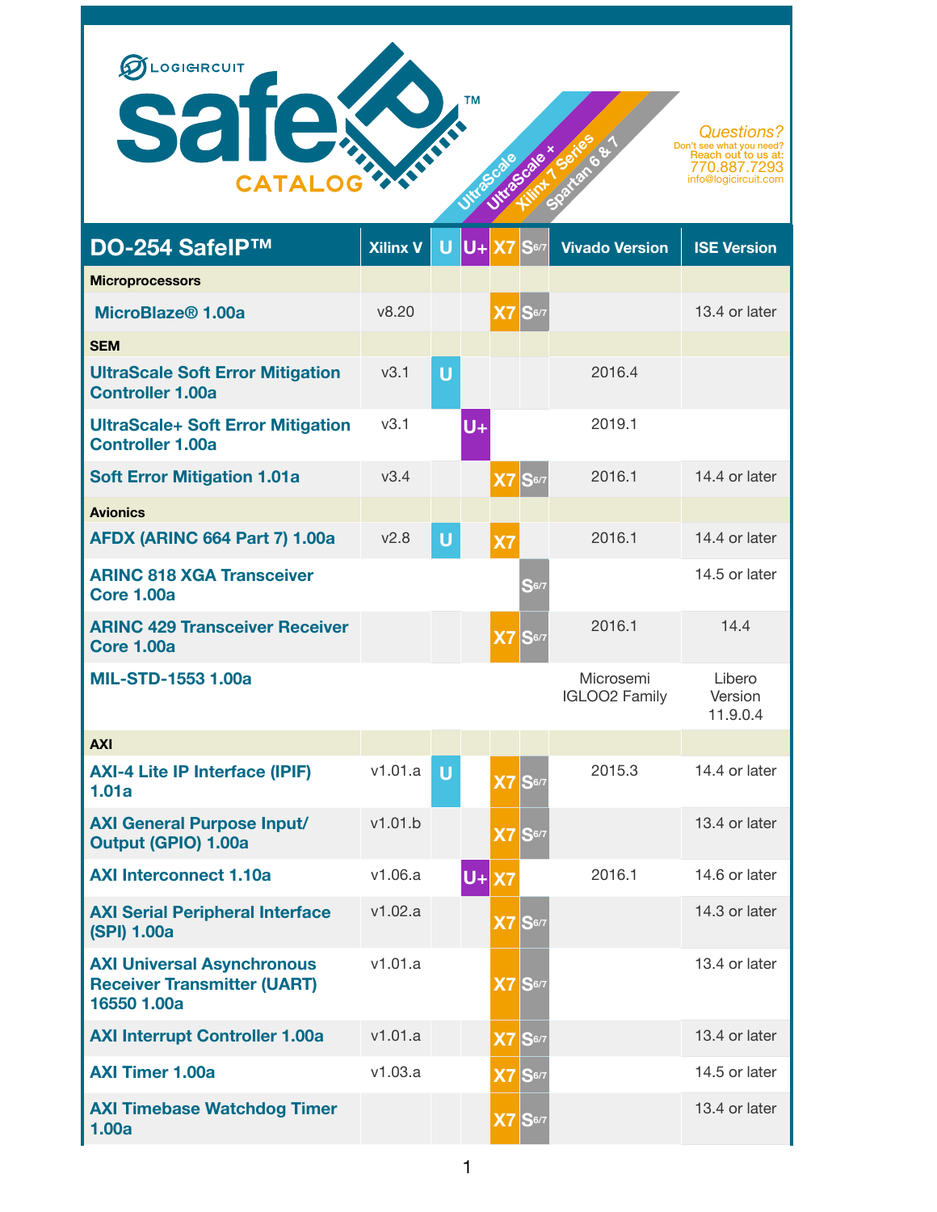# LOGICIRCUIT safeIP™ CATALOG

UltraScale | UltraScale + | Xilinx 7 Series | Spartan 6 & 7

**Questions?**
Don't see what you need?
Reach out to us at:
770.887.7293
info@logicircuit.com

| DO-254 SafeIP™ | Xilinx V | U | U+ | X7 | S6/7 | Vivado Version | ISE Version |
|---|---|---|---|---|---|---|---|
| **Microprocessors** | | | | | | | |
| MicroBlaze® 1.00a | v8.20 | | | X7 | S6/7 | | 13.4 or later |
| **SEM** | | | | | | | |
| UltraScale Soft Error Mitigation Controller 1.00a | v3.1 | U | | | | 2016.4 | |
| UltraScale+ Soft Error Mitigation Controller 1.00a | v3.1 | | U+ | | | 2019.1 | |
| Soft Error Mitigation 1.01a | v3.4 | | | X7 | S6/7 | 2016.1 | 14.4 or later |
| **Avionics** | | | | | | | |
| AFDX (ARINC 664 Part 7) 1.00a | v2.8 | U | | X7 | | 2016.1 | 14.4 or later |
| ARINC 818 XGA Transceiver Core 1.00a | | | | | S6/7 | | 14.5 or later |
| ARINC 429 Transceiver Receiver Core 1.00a | | | | X7 | S6/7 | 2016.1 | 14.4 |
| MIL-STD-1553 1.00a | | | | | | Microsemi IGLOO2 Family | Libero Version 11.9.0.4 |
| **AXI** | | | | | | | |
| AXI-4 Lite IP Interface (IPIF) 1.01a | v1.01.a | U | | X7 | S6/7 | 2015.3 | 14.4 or later |
| AXI General Purpose Input/ Output (GPIO) 1.00a | v1.01.b | | | X7 | S6/7 | | 13.4 or later |
| AXI Interconnect 1.10a | v1.06.a | | U+ | X7 | | 2016.1 | 14.6 or later |
| AXI Serial Peripheral Interface (SPI) 1.00a | v1.02.a | | | X7 | S6/7 | | 14.3 or later |
| AXI Universal Asynchronous Receiver Transmitter (UART) 16550 1.00a | v1.01.a | | | X7 | S6/7 | | 13.4 or later |
| AXI Interrupt Controller 1.00a | v1.01.a | | | X7 | S6/7 | | 13.4 or later |
| AXI Timer 1.00a | v1.03.a | | | X7 | S6/7 | | 14.5 or later |
| AXI Timebase Watchdog Timer 1.00a | | | | X7 | S6/7 | | 13.4 or later |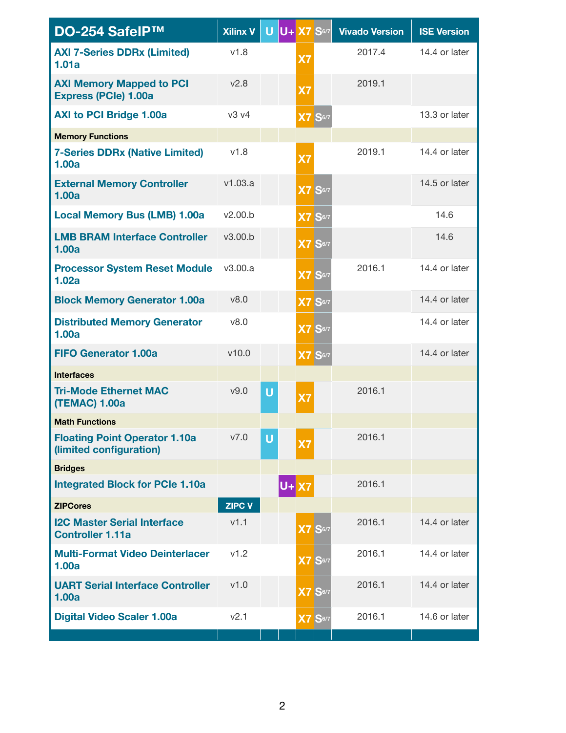| DO-254 SafeIP™ | Xilinx V | U | U+ | X7 | S6/7 | Vivado Version | ISE Version |
|---|---|---|---|---|---|---|---|
| AXI 7-Series DDRx (Limited) 1.01a | v1.8 | | | X7 | | 2017.4 | 14.4 or later |
| AXI Memory Mapped to PCI Express (PCIe) 1.00a | v2.8 | | | X7 | | 2019.1 | |
| AXI to PCI Bridge 1.00a | v3 v4 | | | X7 | S6/7 | | 13.3 or later |
| **Memory Functions** | | | | | | | |
| 7-Series DDRx (Native Limited) 1.00a | v1.8 | | | X7 | | 2019.1 | 14.4 or later |
| External Memory Controller 1.00a | v1.03.a | | | X7 | S6/7 | | 14.5 or later |
| Local Memory Bus (LMB) 1.00a | v2.00.b | | | X7 | S6/7 | | 14.6 |
| LMB BRAM Interface Controller 1.00a | v3.00.b | | | X7 | S6/7 | | 14.6 |
| Processor System Reset Module 1.02a | v3.00.a | | | X7 | S6/7 | 2016.1 | 14.4 or later |
| Block Memory Generator 1.00a | v8.0 | | | X7 | S6/7 | | 14.4 or later |
| Distributed Memory Generator 1.00a | v8.0 | | | X7 | S6/7 | | 14.4 or later |
| FIFO Generator 1.00a | v10.0 | | | X7 | S6/7 | | 14.4 or later |
| **Interfaces** | | | | | | | |
| Tri-Mode Ethernet MAC (TEMAC) 1.00a | v9.0 | U | | X7 | | 2016.1 | |
| **Math Functions** | | | | | | | |
| Floating Point Operator 1.10a (limited configuration) | v7.0 | U | | X7 | | 2016.1 | |
| **Bridges** | | | | | | | |
| Integrated Block for PCIe 1.10a | | | U+ | X7 | | 2016.1 | |
| **ZIPCores** | ZIPC V | | | | | | |
| I2C Master Serial Interface Controller 1.11a | v1.1 | | | X7 | S6/7 | 2016.1 | 14.4 or later |
| Multi-Format Video Deinterlacer 1.00a | v1.2 | | | X7 | S6/7 | 2016.1 | 14.4 or later |
| UART Serial Interface Controller 1.00a | v1.0 | | | X7 | S6/7 | 2016.1 | 14.4 or later |
| Digital Video Scaler 1.00a | v2.1 | | | X7 | S6/7 | 2016.1 | 14.6 or later |